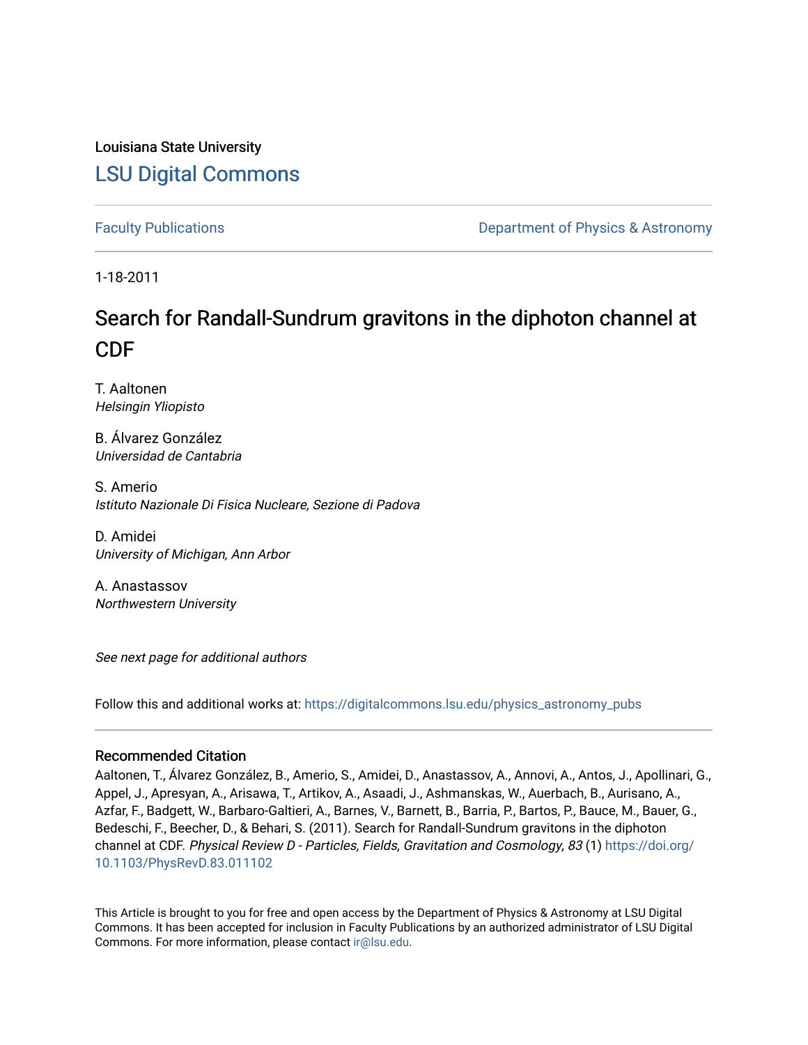Louisiana State University

# LSU Digital Commons

Faculty Publications | Department of Physics & Astronomy

1-18-2011

# Search for Randall-Sundrum gravitons in the diphoton channel at CDF

T. Aaltonen
*Helsingin Yliopisto*

B. Álvarez González
*Universidad de Cantabria*

S. Amerio
*Istituto Nazionale Di Fisica Nucleare, Sezione di Padova*

D. Amidei
*University of Michigan, Ann Arbor*

A. Anastassov
*Northwestern University*

*See next page for additional authors*

Follow this and additional works at: https://digitalcommons.lsu.edu/physics_astronomy_pubs

## Recommended Citation

Aaltonen, T., Álvarez González, B., Amerio, S., Amidei, D., Anastassov, A., Annovi, A., Antos, J., Apollinari, G., Appel, J., Apresyan, A., Arisawa, T., Artikov, A., Asaadi, J., Ashmanskas, W., Auerbach, B., Aurisano, A., Azfar, F., Badgett, W., Barbaro-Galtieri, A., Barnes, V., Barnett, B., Barria, P., Bartos, P., Bauce, M., Bauer, G., Bedeschi, F., Beecher, D., & Behari, S. (2011). Search for Randall-Sundrum gravitons in the diphoton channel at CDF. *Physical Review D - Particles, Fields, Gravitation and Cosmology, 83* (1) https://doi.org/10.1103/PhysRevD.83.011102

This Article is brought to you for free and open access by the Department of Physics & Astronomy at LSU Digital Commons. It has been accepted for inclusion in Faculty Publications by an authorized administrator of LSU Digital Commons. For more information, please contact ir@lsu.edu.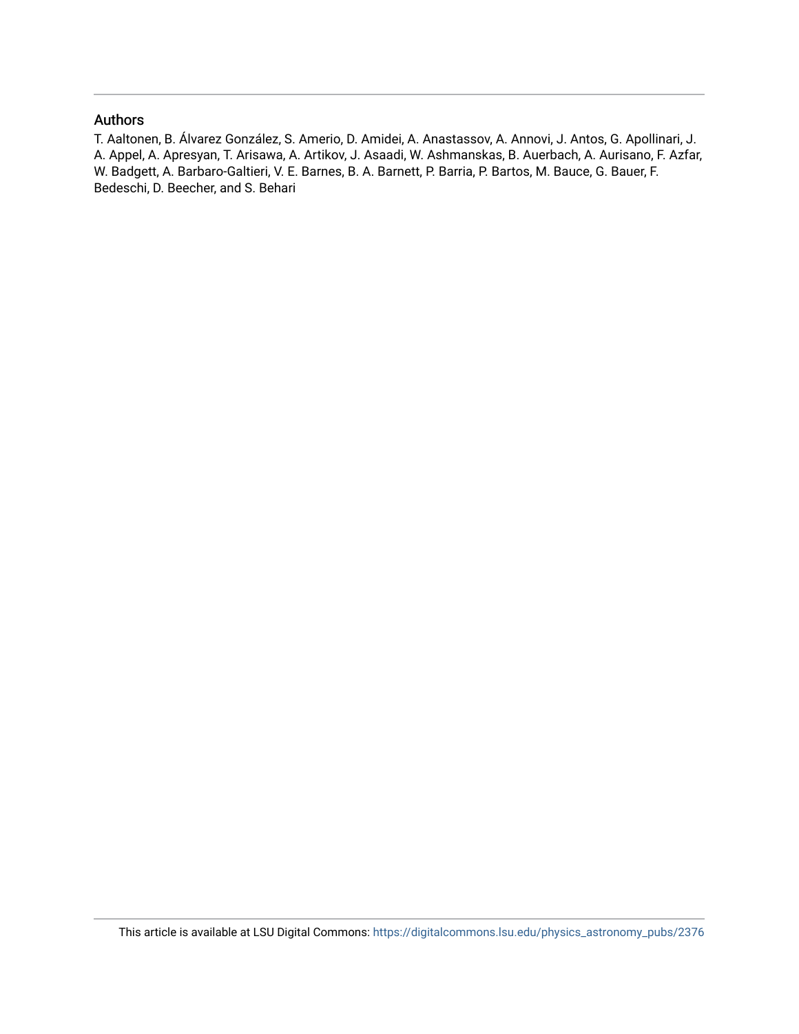## Authors

T. Aaltonen, B. Álvarez González, S. Amerio, D. Amidei, A. Anastassov, A. Annovi, J. Antos, G. Apollinari, J. A. Appel, A. Apresyan, T. Arisawa, A. Artikov, J. Asaadi, W. Ashmanskas, B. Auerbach, A. Aurisano, F. Azfar, W. Badgett, A. Barbaro-Galtieri, V. E. Barnes, B. A. Barnett, P. Barria, P. Bartos, M. Bauce, G. Bauer, F. Bedeschi, D. Beecher, and S. Behari

This article is available at LSU Digital Commons: https://digitalcommons.lsu.edu/physics_astronomy_pubs/2376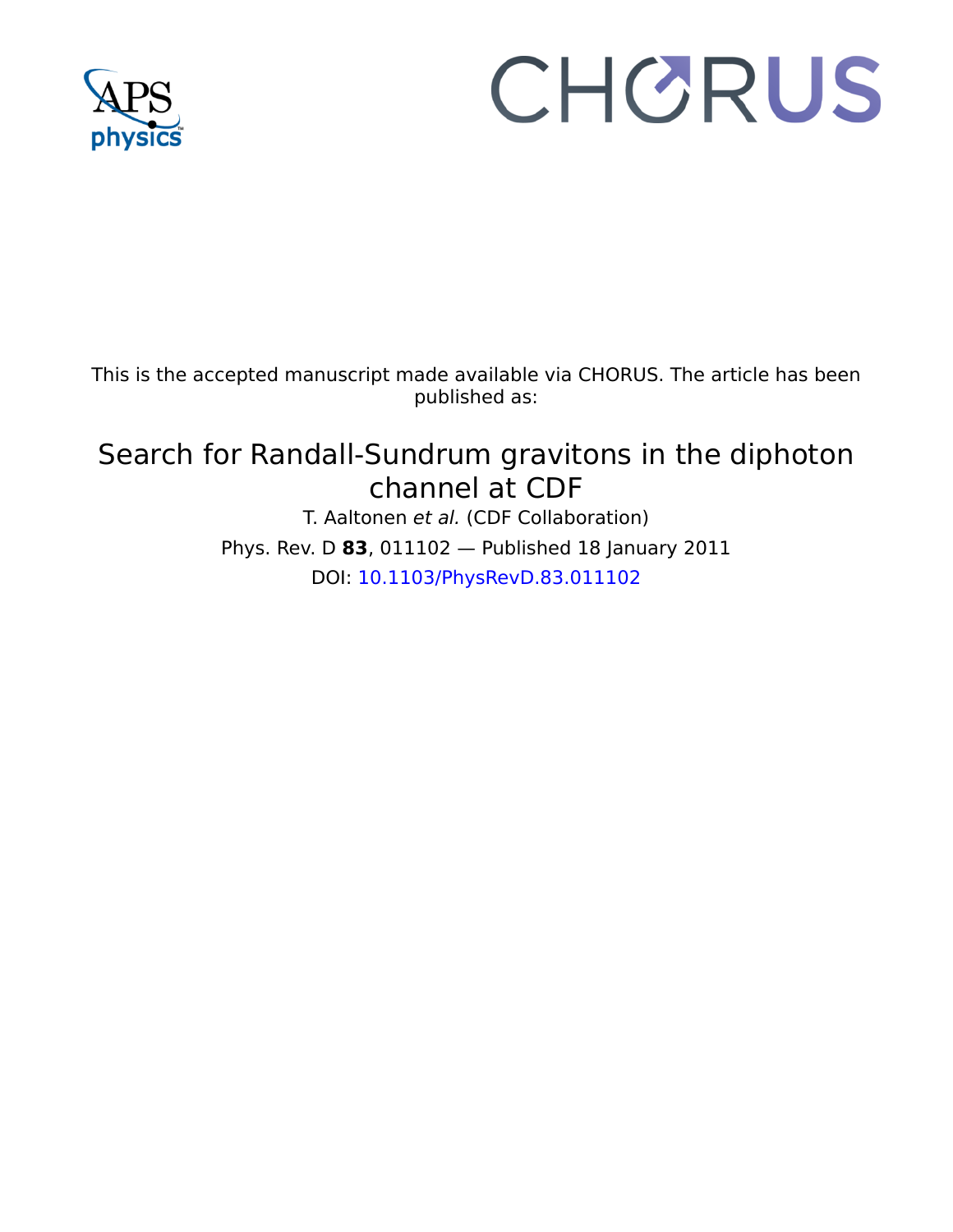This is the accepted manuscript made available via CHORUS. The article has been published as:

# Search for Randall-Sundrum gravitons in the diphoton channel at CDF

T. Aaltonen *et al.* (CDF Collaboration)

Phys. Rev. D **83**, 011102 — Published 18 January 2011

DOI: 10.1103/PhysRevD.83.011102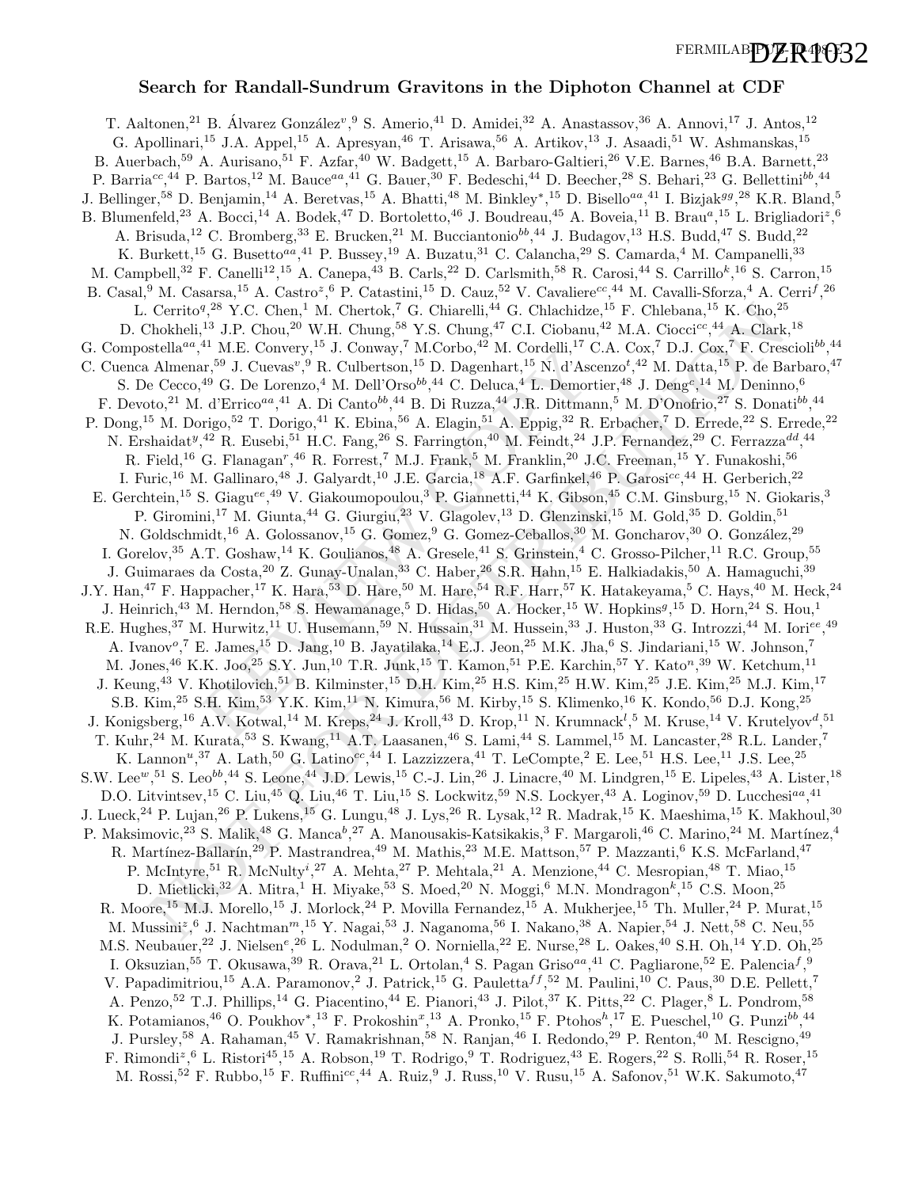# Search for Randall-Sundrum Gravitons in the Diphoton Channel at CDF

T. Aaltonen,[21] B. Álvarez González[v],[9] S. Amerio,[41] D. Amidei,[32] A. Anastassov,[36] A. Annovi,[17] J. Antos,[12] G. Apollinari,[15] J.A. Appel,[15] A. Apresyan,[46] T. Arisawa,[56] A. Artikov,[13] J. Asaadi,[51] W. Ashmanskas,[15] B. Auerbach,[59] A. Aurisano,[51] F. Azfar,[40] W. Badgett,[15] A. Barbaro-Galtieri,[26] V.E. Barnes,[46] B.A. Barnett,[23] P. Barria[cc],[44] P. Bartos,[12] M. Bauce[aa],[41] G. Bauer,[30] F. Bedeschi,[44] D. Beecher,[28] S. Behari,[23] G. Bellettini[bb],[44] J. Bellinger,[58] D. Benjamin,[14] A. Beretvas,[15] A. Bhatti,[48] M. Binkley[*],[15] D. Bisello[aa],[41] I. Bizjak[gg],[28] K.R. Bland,[5] B. Blumenfeld,[23] A. Bocci,[14] A. Bodek,[47] D. Bortoletto,[46] J. Boudreau,[45] A. Boveia,[11] B. Brau[a],[15] L. Brigliadori[z],[6] A. Brisuda,[12] C. Bromberg,[33] E. Brucken,[21] M. Bucciantonio[bb],[44] J. Budagov,[13] H.S. Budd,[47] S. Budd,[22] K. Burkett,[15] G. Busetto[aa],[41] P. Bussey,[19] A. Buzatu,[31] C. Calancha,[29] S. Camarda,[4] M. Campanelli,[33] M. Campbell,[32] F. Canelli[12],[15] A. Canepa,[43] B. Carls,[22] D. Carlsmith,[58] R. Carosi,[44] S. Carrillo[k],[16] S. Carron,[15] B. Casal,[9] M. Casarsa,[15] A. Castro[z],[6] P. Catastini,[15] D. Cauz,[52] V. Cavaliere[cc],[44] M. Cavalli-Sforza,[4] A. Cerri[f],[26] L. Cerrito[q],[28] Y.C. Chen,[1] M. Chertok,[7] G. Chiarelli,[44] G. Chlachidze,[15] F. Chlebana,[15] K. Cho,[25] D. Chokheli,[13] J.P. Chou,[20] W.H. Chung,[58] Y.S. Chung,[47] C.I. Ciobanu,[42] M.A. Ciocci[cc],[44] A. Clark,[18] G. Compostella[aa],[41] M.E. Convery,[15] J. Conway,[7] M.Corbo,[42] M. Cordelli,[17] C.A. Cox,[7] D.J. Cox,[7] F. Crescioli[bb],[44] C. Cuenca Almenar,[59] J. Cuevas[v],[9] R. Culbertson,[15] D. Dagenhart,[15] N. d'Ascenzo[t],[42] M. Datta,[15] P. de Barbaro,[47] S. De Cecco,[49] G. De Lorenzo,[4] M. Dell'Orso[bb],[44] C. Deluca,[4] L. Demortier,[48] J. Deng[c],[14] M. Deninno,[6] F. Devoto,[21] M. d'Errico[aa],[41] A. Di Canto[bb],[44] B. Di Ruzza,[44] J.R. Dittmann,[5] M. D'Onofrio,[27] S. Donati[bb],[44] P. Dong,[15] M. Dorigo,[52] T. Dorigo,[41] K. Ebina,[56] A. Elagin,[51] A. Eppig,[32] R. Erbacher,[7] D. Errede,[22] S. Errede,[22] N. Ershaidat[y],[42] R. Eusebi,[51] H.C. Fang,[26] S. Farrington,[40] M. Feindt,[24] J.P. Fernandez,[29] C. Ferrazza[dd],[44] R. Field,[16] G. Flanagan[r],[46] R. Forrest,[7] M.J. Frank,[5] M. Franklin,[20] J.C. Freeman,[15] Y. Funakoshi,[56] I. Furic,[16] M. Gallinaro,[48] J. Galyardt,[10] J.E. Garcia,[18] A.F. Garfinkel,[46] P. Garosi[cc],[44] H. Gerberich,[22] E. Gerchtein,[15] S. Giagu[ee],[49] V. Giakoumopoulou,[3] P. Giannetti,[44] K. Gibson,[45] C.M. Ginsburg,[15] N. Giokaris,[3] P. Giromini,[17] M. Giunta,[44] G. Giurgiu,[23] V. Glagolev,[13] D. Glenzinski,[15] M. Gold,[35] D. Goldin,[51] N. Goldschmidt,[16] A. Golossanov,[15] G. Gomez,[9] G. Gomez-Ceballos,[30] M. Goncharov,[30] O. González,[29] I. Gorelov,[35] A.T. Goshaw,[14] K. Goulianos,[48] A. Gresele,[41] S. Grinstein,[4] C. Grosso-Pilcher,[11] R.C. Group,[55] J. Guimaraes da Costa,[20] Z. Gunay-Unalan,[33] C. Haber,[26] S.R. Hahn,[15] E. Halkiadakis,[50] A. Hamaguchi,[39] J.Y. Han,[47] F. Happacher,[17] K. Hara,[53] D. Hare,[50] M. Hare,[54] R.F. Harr,[57] K. Hatakeyama,[5] C. Hays,[40] M. Heck,[24] J. Heinrich,[43] M. Herndon,[58] S. Hewamanage,[5] D. Hidas,[50] A. Hocker,[15] W. Hopkins[g],[15] D. Horn,[24] S. Hou,[1] R.E. Hughes,[37] M. Hurwitz,[11] U. Husemann,[59] N. Hussain,[31] M. Hussein,[33] J. Huston,[33] G. Introzzi,[44] M. Iori[ee],[49] A. Ivanov[o],[7] E. James,[15] D. Jang,[10] B. Jayatilaka,[14] E.J. Jeon,[25] M.K. Jha,[6] S. Jindariani,[15] W. Johnson,[7] M. Jones,[46] K.K. Joo,[25] S.Y. Jun,[10] T.R. Junk,[15] T. Kamon,[51] P.E. Karchin,[57] Y. Kato[n],[39] W. Ketchum,[11] J. Keung,[43] V. Khotilovich,[51] B. Kilminster,[15] D.H. Kim,[25] H.S. Kim,[25] H.W. Kim,[25] J.E. Kim,[25] M.J. Kim,[17] S.B. Kim,[25] S.H. Kim,[53] Y.K. Kim,[11] N. Kimura,[56] M. Kirby,[15] S. Klimenko,[16] K. Kondo,[56] D.J. Kong,[25] J. Konigsberg,[16] A.V. Kotwal,[14] M. Kreps,[24] J. Kroll,[43] D. Krop,[11] N. Krumnack[l],[5] M. Kruse,[14] V. Krutelyov[d],[51] T. Kuhr,[24] M. Kurata,[53] S. Kwang,[11] A.T. Laasanen,[46] S. Lami,[44] S. Lammel,[15] M. Lancaster,[28] R.L. Lander,[7] K. Lannon[u],[37] A. Lath,[50] G. Latino[cc],[44] I. Lazzizzera,[41] T. LeCompte,[2] E. Lee,[51] H.S. Lee,[11] J.S. Lee,[25] S.W. Lee[w],[51] S. Leo[bb],[44] S. Leone,[44] J.D. Lewis,[15] C.-J. Lin,[26] J. Linacre,[40] M. Lindgren,[15] E. Lipeles,[43] A. Lister,[18] D.O. Litvintsev,[15] C. Liu,[45] Q. Liu,[46] T. Liu,[15] S. Lockwitz,[59] N.S. Lockyer,[43] A. Loginov,[59] D. Lucchesi[aa],[41] J. Lueck,[24] P. Lujan,[26] P. Lukens,[15] G. Lungu,[48] J. Lys,[26] R. Lysak,[12] R. Madrak,[15] K. Maeshima,[15] K. Makhoul,[30] P. Maksimovic,[23] S. Malik,[48] G. Manca[b],[27] A. Manousakis-Katsikakis,[3] F. Margaroli,[46] C. Marino,[24] M. Martínez,[4] R. Martínez-Ballarín,[29] P. Mastrandrea,[49] M. Mathis,[23] M.E. Mattson,[57] P. Mazzanti,[6] K.S. McFarland,[47] P. McIntyre,[51] R. McNulty[i],[27] A. Mehta,[27] P. Mehtala,[21] A. Menzione,[44] C. Mesropian,[48] T. Miao,[15] D. Mietlicki,[32] A. Mitra,[1] H. Miyake,[53] S. Moed,[20] N. Moggi,[6] M.N. Mondragon[k],[15] C.S. Moon,[25] R. Moore,[15] M.J. Morello,[15] J. Morlock,[24] P. Movilla Fernandez,[15] A. Mukherjee,[15] Th. Muller,[24] P. Murat,[15] M. Mussini[z],[6] J. Nachtman[m],[15] Y. Nagai,[53] J. Naganoma,[56] I. Nakano,[38] A. Napier,[54] J. Nett,[58] C. Neu,[55] M.S. Neubauer,[22] J. Nielsen[e],[26] L. Nodulman,[2] O. Norniella,[22] E. Nurse,[28] L. Oakes,[40] S.H. Oh,[14] Y.D. Oh,[25] I. Oksuzian,[55] T. Okusawa,[39] R. Orava,[21] L. Ortolan,[4] S. Pagan Griso[aa],[41] C. Pagliarone,[52] E. Palencia[f],[9] V. Papadimitriou,[15] A.A. Paramonov,[2] J. Patrick,[15] G. Pauletta[ff],[52] M. Paulini,[10] C. Paus,[30] D.E. Pellett,[7] A. Penzo,[52] T.J. Phillips,[14] G. Piacentino,[44] E. Pianori,[43] J. Pilot,[37] K. Pitts,[22] C. Plager,[8] L. Pondrom,[58] K. Potamianos,[46] O. Poukhov[*],[13] F. Prokoshin[x],[13] A. Pronko,[15] F. Ptohos[h],[17] E. Pueschel,[10] G. Punzi[bb],[44] J. Pursley,[58] A. Rahaman,[45] V. Ramakrishnan,[58] N. Ranjan,[46] I. Redondo,[29] P. Renton,[40] M. Rescigno,[49] F. Rimondi[z],[6] L. Ristori[45],[15] A. Robson,[19] T. Rodrigo,[9] T. Rodriguez,[43] E. Rogers,[22] S. Rolli,[54] R. Roser,[15] M. Rossi,[52] F. Rubbo,[15] F. Ruffini[cc],[44] A. Ruiz,[9] J. Russ,[10] V. Rusu,[15] A. Safonov,[51] W.K. Sakumoto,[47]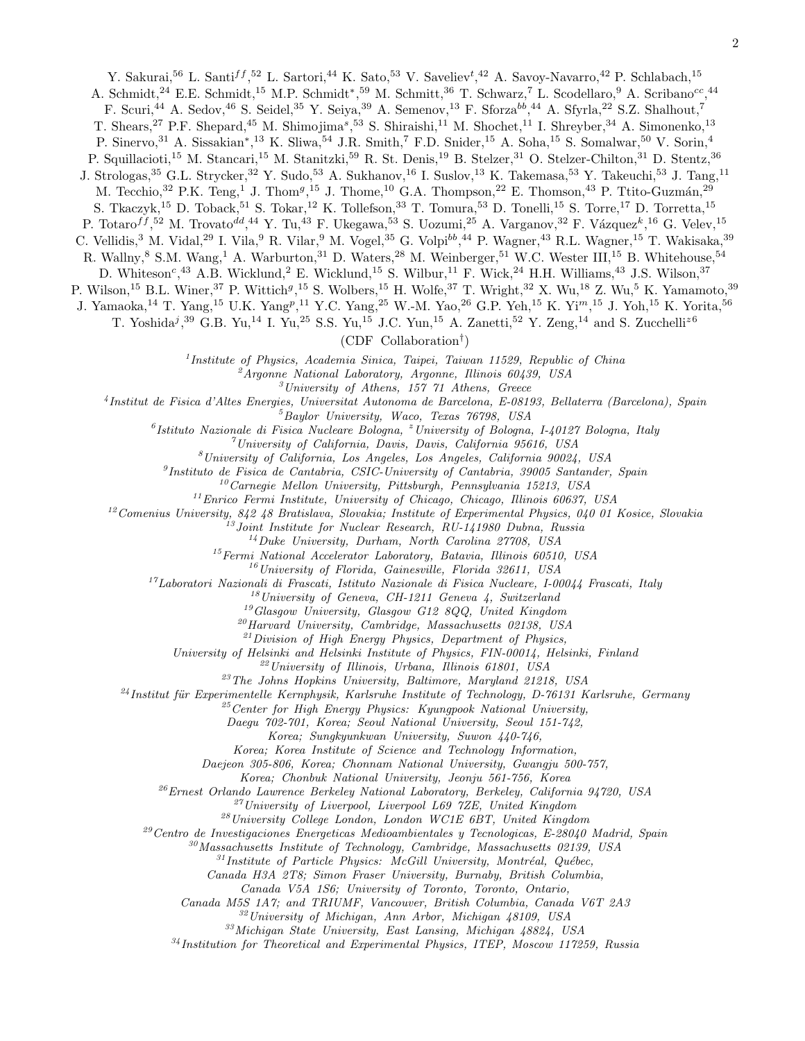Y. Sakurai,[56] L. Santi[ff],[52] L. Sartori,[44] K. Sato,[53] V. Saveliev[t],[42] A. Savoy-Navarro,[42] P. Schlabach,[15] A. Schmidt,[24] E.E. Schmidt,[15] M.P. Schmidt[*],[59] M. Schmitt,[36] T. Schwarz,[7] L. Scodellaro,[9] A. Scribano[cc],[44] F. Scuri,[44] A. Sedov,[46] S. Seidel,[35] Y. Seiya,[39] A. Semenov,[13] F. Sforza[bb],[44] A. Sfyrla,[22] S.Z. Shalhout,[7] T. Shears,[27] P.F. Shepard,[45] M. Shimojima[s],[53] S. Shiraishi,[11] M. Shochet,[11] I. Shreyber,[34] A. Simonenko,[13] P. Sinervo,[31] A. Sissakian[*],[13] K. Sliwa,[54] J.R. Smith,[7] F.D. Snider,[15] A. Soha,[15] S. Somalwar,[50] V. Sorin,[4] P. Squillacioti,[15] M. Stancari,[15] M. Stanitzki,[59] R. St. Denis,[19] B. Stelzer,[31] O. Stelzer-Chilton,[31] D. Stentz,[36] J. Strologas,[35] G.L. Strycker,[32] Y. Sudo,[53] A. Sukhanov,[16] I. Suslov,[13] K. Takemasa,[53] Y. Takeuchi,[53] J. Tang,[11] M. Tecchio,[32] P.K. Teng,[1] J. Thom[g],[15] J. Thome,[10] G.A. Thompson,[22] E. Thomson,[43] P. Ttito-Guzmán,[29] S. Tkaczyk,[15] D. Toback,[51] S. Tokar,[12] K. Tollefson,[33] T. Tomura,[53] D. Tonelli,[15] S. Torre,[17] D. Torretta,[15] P. Totaro[ff],[52] M. Trovato[dd],[44] Y. Tu,[43] F. Ukegawa,[53] S. Uozumi,[25] A. Varganov,[32] F. Vázquez[k],[16] G. Velev,[15] C. Vellidis,[3] M. Vidal,[29] I. Vila,[9] R. Vilar,[9] M. Vogel,[35] G. Volpi[bb],[44] P. Wagner,[43] R.L. Wagner,[15] T. Wakisaka,[39] R. Wallny,[8] S.M. Wang,[1] A. Warburton,[31] D. Waters,[28] M. Weinberger,[51] W.C. Wester III,[15] B. Whitehouse,[54] D. Whiteson[c],[43] A.B. Wicklund,[2] E. Wicklund,[15] S. Wilbur,[11] F. Wick,[24] H.H. Williams,[43] J.S. Wilson,[37] P. Wilson,[15] B.L. Winer,[37] P. Wittich[g],[15] S. Wolbers,[15] H. Wolfe,[37] T. Wright,[32] X. Wu,[18] Z. Wu,[5] K. Yamamoto,[39] J. Yamaoka,[14] T. Yang,[15] U.K. Yang[p],[11] Y.C. Yang,[25] W.-M. Yao,[26] G.P. Yeh,[15] K. Yi[m],[15] J. Yoh,[15] K. Yorita,[56] T. Yoshida[j],[39] G.B. Yu,[14] I. Yu,[25] S.S. Yu,[15] J.C. Yun,[15] A. Zanetti,[52] Y. Zeng,[14] and S. Zucchelli[z6]

(CDF Collaboration[†])

[1] *Institute of Physics, Academia Sinica, Taipei, Taiwan 11529, Republic of China*
[2] *Argonne National Laboratory, Argonne, Illinois 60439, USA*
[3] *University of Athens, 157 71 Athens, Greece*
[4] *Institut de Fisica d'Altes Energies, Universitat Autonoma de Barcelona, E-08193, Bellaterra (Barcelona), Spain*
[5] *Baylor University, Waco, Texas 76798, USA*
[6] *Istituto Nazionale di Fisica Nucleare Bologna, [z] University of Bologna, I-40127 Bologna, Italy*
[7] *University of California, Davis, Davis, California 95616, USA*
[8] *University of California, Los Angeles, Los Angeles, California 90024, USA*
[9] *Instituto de Fisica de Cantabria, CSIC-University of Cantabria, 39005 Santander, Spain*
[10] *Carnegie Mellon University, Pittsburgh, Pennsylvania 15213, USA*
[11] *Enrico Fermi Institute, University of Chicago, Chicago, Illinois 60637, USA*
[12] *Comenius University, 842 48 Bratislava, Slovakia; Institute of Experimental Physics, 040 01 Kosice, Slovakia*
[13] *Joint Institute for Nuclear Research, RU-141980 Dubna, Russia*
[14] *Duke University, Durham, North Carolina 27708, USA*
[15] *Fermi National Accelerator Laboratory, Batavia, Illinois 60510, USA*
[16] *University of Florida, Gainesville, Florida 32611, USA*
[17] *Laboratori Nazionali di Frascati, Istituto Nazionale di Fisica Nucleare, I-00044 Frascati, Italy*
[18] *University of Geneva, CH-1211 Geneva 4, Switzerland*
[19] *Glasgow University, Glasgow G12 8QQ, United Kingdom*
[20] *Harvard University, Cambridge, Massachusetts 02138, USA*
[21] *Division of High Energy Physics, Department of Physics, University of Helsinki and Helsinki Institute of Physics, FIN-00014, Helsinki, Finland*
[22] *University of Illinois, Urbana, Illinois 61801, USA*
[23] *The Johns Hopkins University, Baltimore, Maryland 21218, USA*
[24] *Institut für Experimentelle Kernphysik, Karlsruhe Institute of Technology, D-76131 Karlsruhe, Germany*
[25] *Center for High Energy Physics: Kyungpook National University, Daegu 702-701, Korea; Seoul National University, Seoul 151-742, Korea; Sungkyunkwan University, Suwon 440-746, Korea; Korea Institute of Science and Technology Information, Daejeon 305-806, Korea; Chonnam National University, Gwangju 500-757, Korea; Chonbuk National University, Jeonju 561-756, Korea*
[26] *Ernest Orlando Lawrence Berkeley National Laboratory, Berkeley, California 94720, USA*
[27] *University of Liverpool, Liverpool L69 7ZE, United Kingdom*
[28] *University College London, London WC1E 6BT, United Kingdom*
[29] *Centro de Investigaciones Energeticas Medioambientales y Tecnologicas, E-28040 Madrid, Spain*
[30] *Massachusetts Institute of Technology, Cambridge, Massachusetts 02139, USA*
[31] *Institute of Particle Physics: McGill University, Montréal, Québec, Canada H3A 2T8; Simon Fraser University, Burnaby, British Columbia, Canada V5A 1S6; University of Toronto, Toronto, Ontario, Canada M5S 1A7; and TRIUMF, Vancouver, British Columbia, Canada V6T 2A3*
[32] *University of Michigan, Ann Arbor, Michigan 48109, USA*
[33] *Michigan State University, East Lansing, Michigan 48824, USA*
[34] *Institution for Theoretical and Experimental Physics, ITEP, Moscow 117259, Russia*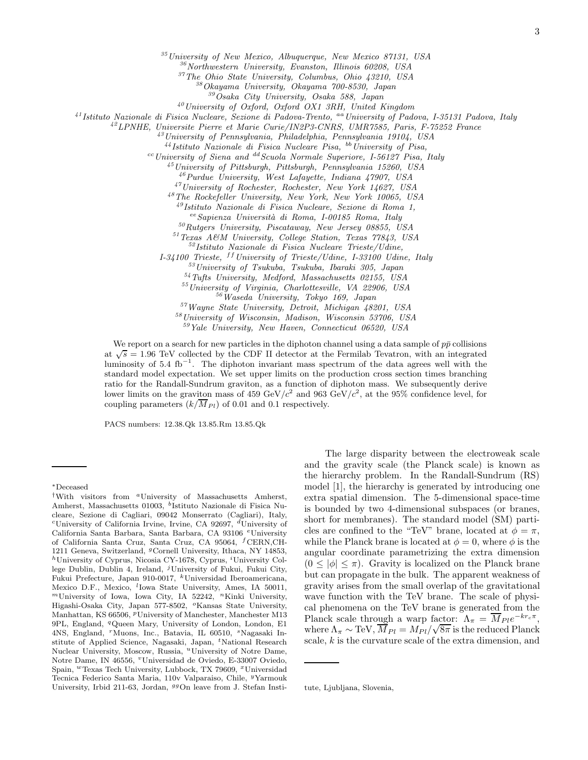[35] University of New Mexico, Albuquerque, New Mexico 87131, USA
[36] Northwestern University, Evanston, Illinois 60208, USA
[37] The Ohio State University, Columbus, Ohio 43210, USA
[38] Okayama University, Okayama 700-8530, Japan
[39] Osaka City University, Osaka 588, Japan
[40] University of Oxford, Oxford OX1 3RH, United Kingdom
[41] Istituto Nazionale di Fisica Nucleare, Sezione di Padova-Trento, [aa] University of Padova, I-35131 Padova, Italy
[42] LPNHE, Universite Pierre et Marie Curie/IN2P3-CNRS, UMR7585, Paris, F-75252 France
[43] University of Pennsylvania, Philadelphia, Pennsylvania 19104, USA
[44] Istituto Nazionale di Fisica Nucleare Pisa, [bb] University of Pisa,
[cc] University of Siena and [dd] Scuola Normale Superiore, I-56127 Pisa, Italy
[45] University of Pittsburgh, Pittsburgh, Pennsylvania 15260, USA
[46] Purdue University, West Lafayette, Indiana 47907, USA
[47] University of Rochester, Rochester, New York 14627, USA
[48] The Rockefeller University, New York, New York 10065, USA
[49] Istituto Nazionale di Fisica Nucleare, Sezione di Roma 1,
[ee] Sapienza Università di Roma, I-00185 Roma, Italy
[50] Rutgers University, Piscataway, New Jersey 08855, USA
[51] Texas A&M University, College Station, Texas 77843, USA
[52] Istituto Nazionale di Fisica Nucleare Trieste/Udine,
I-34100 Trieste, [ff] University of Trieste/Udine, I-33100 Udine, Italy
[53] University of Tsukuba, Tsukuba, Ibaraki 305, Japan
[54] Tufts University, Medford, Massachusetts 02155, USA
[55] University of Virginia, Charlottesville, VA 22906, USA
[56] Waseda University, Tokyo 169, Japan
[57] Wayne State University, Detroit, Michigan 48201, USA
[58] University of Wisconsin, Madison, Wisconsin 53706, USA
[59] Yale University, New Haven, Connecticut 06520, USA

We report on a search for new particles in the diphoton channel using a data sample of $p\bar{p}$ collisions at $\sqrt{s} = 1.96$ TeV collected by the CDF II detector at the Fermilab Tevatron, with an integrated luminosity of 5.4 fb$^{-1}$. The diphoton invariant mass spectrum of the data agrees well with the standard model expectation. We set upper limits on the production cross section times branching ratio for the Randall-Sundrum graviton, as a function of diphoton mass. We subsequently derive lower limits on the graviton mass of 459 GeV/$c^2$ and 963 GeV/$c^2$, at the 95% confidence level, for coupling parameters ($k/\overline{M}_{Pl}$) of 0.01 and 0.1 respectively.

PACS numbers: 12.38.Qk 13.85.Rm 13.85.Qk

The large disparity between the electroweak scale and the gravity scale (the Planck scale) is known as the hierarchy problem. In the Randall-Sundrum (RS) model [1], the hierarchy is generated by introducing one extra spatial dimension. The 5-dimensional space-time is bounded by two 4-dimensional subspaces (or branes, short for membranes). The standard model (SM) particles are confined to the "TeV" brane, located at $\phi = \pi$, while the Planck brane is located at $\phi = 0$, where $\phi$ is the angular coordinate parametrizing the extra dimension ($0 \leq |\phi| \leq \pi$). Gravity is localized on the Planck brane but can propagate in the bulk. The apparent weakness of gravity arises from the small overlap of the gravitational wave function with the TeV brane. The scale of physical phenomena on the TeV brane is generated from the Planck scale through a warp factor: $\Lambda_\pi = \overline{M}_{Pl} e^{-kr_c\pi}$, where $\Lambda_\pi \sim$ TeV, $\overline{M}_{Pl} = M_{Pl}/\sqrt{8\pi}$ is the reduced Planck scale, $k$ is the curvature scale of the extra dimension, and

---

*Deceased

†With visitors from [a] University of Massachusetts Amherst, Amherst, Massachusetts 01003, [b] Istituto Nazionale di Fisica Nucleare, Sezione di Cagliari, 09042 Monserrato (Cagliari), Italy, [c] University of California Irvine, Irvine, CA 92697, [d] University of California Santa Barbara, Santa Barbara, CA 93106 [e] University of California Santa Cruz, Santa Cruz, CA 95064, [f] CERN,CH-1211 Geneva, Switzerland, [g] Cornell University, Ithaca, NY 14853, [h] University of Cyprus, Nicosia CY-1678, Cyprus, [i] University College Dublin, Dublin 4, Ireland, [j] University of Fukui, Fukui City, Fukui Prefecture, Japan 910-0017, [k] Universidad Iberoamericana, Mexico D.F., Mexico, [l] Iowa State University, Ames, IA 50011, [m] University of Iowa, Iowa City, IA 52242, [n] Kinki University, Higashi-Osaka City, Japan 577-8502, [o] Kansas State University, Manhattan, KS 66506, [p] University of Manchester, Manchester M13 9PL, England, [q] Queen Mary, University of London, London, E1 4NS, England, [r] Muons, Inc., Batavia, IL 60510, [s] Nagasaki Institute of Applied Science, Nagasaki, Japan, [t] National Research Nuclear University, Moscow, Russia, [u] University of Notre Dame, Notre Dame, IN 46556, [v] Universidad de Oviedo, E-33007 Oviedo, Spain, [w] Texas Tech University, Lubbock, TX 79609, [x] Universidad Tecnica Federico Santa Maria, 110v Valparaiso, Chile, [y] Yarmouk University, Irbid 211-63, Jordan, [gg] On leave from J. Stefan Institute, Ljubljana, Slovenia,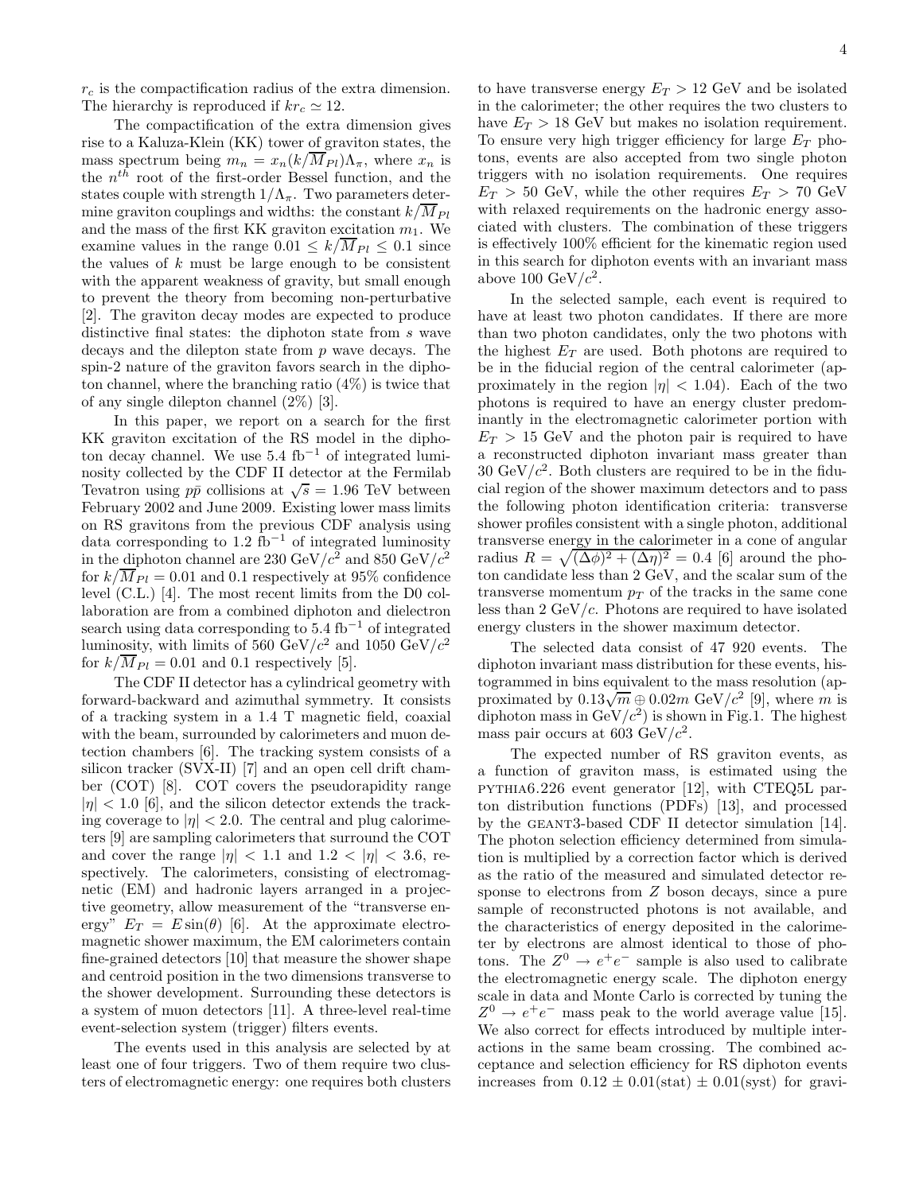$r_c$ is the compactification radius of the extra dimension. The hierarchy is reproduced if $kr_c \simeq 12$.

The compactification of the extra dimension gives rise to a Kaluza-Klein (KK) tower of graviton states, the mass spectrum being $m_n = x_n(k/\overline{M}_{Pl})\Lambda_\pi$, where $x_n$ is the $n^{th}$ root of the first-order Bessel function, and the states couple with strength $1/\Lambda_\pi$. Two parameters determine graviton couplings and widths: the constant $k/\overline{M}_{Pl}$ and the mass of the first KK graviton excitation $m_1$. We examine values in the range $0.01 \leq k/\overline{M}_{Pl} \leq 0.1$ since the values of $k$ must be large enough to be consistent with the apparent weakness of gravity, but small enough to prevent the theory from becoming non-perturbative [2]. The graviton decay modes are expected to produce distinctive final states: the diphoton state from $s$ wave decays and the dilepton state from $p$ wave decays. The spin-2 nature of the graviton favors search in the diphoton channel, where the branching ratio (4%) is twice that of any single dilepton channel (2%) [3].

In this paper, we report on a search for the first KK graviton excitation of the RS model in the diphoton decay channel. We use 5.4 fb$^{-1}$ of integrated luminosity collected by the CDF II detector at the Fermilab Tevatron using $p\bar{p}$ collisions at $\sqrt{s} = 1.96$ TeV between February 2002 and June 2009. Existing lower mass limits on RS gravitons from the previous CDF analysis using data corresponding to 1.2 fb$^{-1}$ of integrated luminosity in the diphoton channel are 230 GeV/$c^2$ and 850 GeV/$c^2$ for $k/\overline{M}_{Pl} = 0.01$ and 0.1 respectively at 95% confidence level (C.L.) [4]. The most recent limits from the D0 collaboration are from a combined diphoton and dielectron search using data corresponding to 5.4 fb$^{-1}$ of integrated luminosity, with limits of 560 GeV/$c^2$ and 1050 GeV/$c^2$ for $k/\overline{M}_{Pl} = 0.01$ and 0.1 respectively [5].

The CDF II detector has a cylindrical geometry with forward-backward and azimuthal symmetry. It consists of a tracking system in a 1.4 T magnetic field, coaxial with the beam, surrounded by calorimeters and muon detection chambers [6]. The tracking system consists of a silicon tracker (SVX-II) [7] and an open cell drift chamber (COT) [8]. COT covers the pseudorapidity range $|\eta| < 1.0$ [6], and the silicon detector extends the tracking coverage to $|\eta| < 2.0$. The central and plug calorimeters [9] are sampling calorimeters that surround the COT and cover the range $|\eta| < 1.1$ and $1.2 < |\eta| < 3.6$, respectively. The calorimeters, consisting of electromagnetic (EM) and hadronic layers arranged in a projective geometry, allow measurement of the "transverse energy" $E_T = E\sin(\theta)$ [6]. At the approximate electromagnetic shower maximum, the EM calorimeters contain fine-grained detectors [10] that measure the shower shape and centroid position in the two dimensions transverse to the shower development. Surrounding these detectors is a system of muon detectors [11]. A three-level real-time event-selection system (trigger) filters events.

The events used in this analysis are selected by at least one of four triggers. Two of them require two clusters of electromagnetic energy: one requires both clusters to have transverse energy $E_T > 12$ GeV and be isolated in the calorimeter; the other requires the two clusters to have $E_T > 18$ GeV but makes no isolation requirement. To ensure very high trigger efficiency for large $E_T$ photons, events are also accepted from two single photon triggers with no isolation requirements. One requires $E_T > 50$ GeV, while the other requires $E_T > 70$ GeV with relaxed requirements on the hadronic energy associated with clusters. The combination of these triggers is effectively 100% efficient for the kinematic region used in this search for diphoton events with an invariant mass above 100 GeV/$c^2$.

In the selected sample, each event is required to have at least two photon candidates. If there are more than two photon candidates, only the two photons with the highest $E_T$ are used. Both photons are required to be in the fiducial region of the central calorimeter (approximately in the region $|\eta| < 1.04$). Each of the two photons is required to have an energy cluster predominantly in the electromagnetic calorimeter portion with $E_T > 15$ GeV and the photon pair is required to have a reconstructed diphoton invariant mass greater than 30 GeV/$c^2$. Both clusters are required to be in the fiducial region of the shower maximum detectors and to pass the following photon identification criteria: transverse shower profiles consistent with a single photon, additional transverse energy in the calorimeter in a cone of angular radius $R = \sqrt{(\Delta\phi)^2 + (\Delta\eta)^2} = 0.4$ [6] around the photon candidate less than 2 GeV, and the scalar sum of the transverse momentum $p_T$ of the tracks in the same cone less than 2 GeV/$c$. Photons are required to have isolated energy clusters in the shower maximum detector.

The selected data consist of 47 920 events. The diphoton invariant mass distribution for these events, histogrammed in bins equivalent to the mass resolution (approximated by $0.13\sqrt{m} \oplus 0.02m$ GeV/$c^2$ [9], where $m$ is diphoton mass in GeV/$c^2$) is shown in Fig.1. The highest mass pair occurs at 603 GeV/$c^2$.

The expected number of RS graviton events, as a function of graviton mass, is estimated using the PYTHIA6.226 event generator [12], with CTEQ5L parton distribution functions (PDFs) [13], and processed by the GEANT3-based CDF II detector simulation [14]. The photon selection efficiency determined from simulation is multiplied by a correction factor which is derived as the ratio of the measured and simulated detector response to electrons from $Z$ boson decays, since a pure sample of reconstructed photons is not available, and the characteristics of energy deposited in the calorimeter by electrons are almost identical to those of photons. The $Z^0 \to e^+e^-$ sample is also used to calibrate the electromagnetic energy scale. The diphoton energy scale in data and Monte Carlo is corrected by tuning the $Z^0 \to e^+e^-$ mass peak to the world average value [15]. We also correct for effects introduced by multiple interactions in the same beam crossing. The combined acceptance and selection efficiency for RS diphoton events increases from $0.12 \pm 0.01(\text{stat}) \pm 0.01(\text{syst})$ for gravi-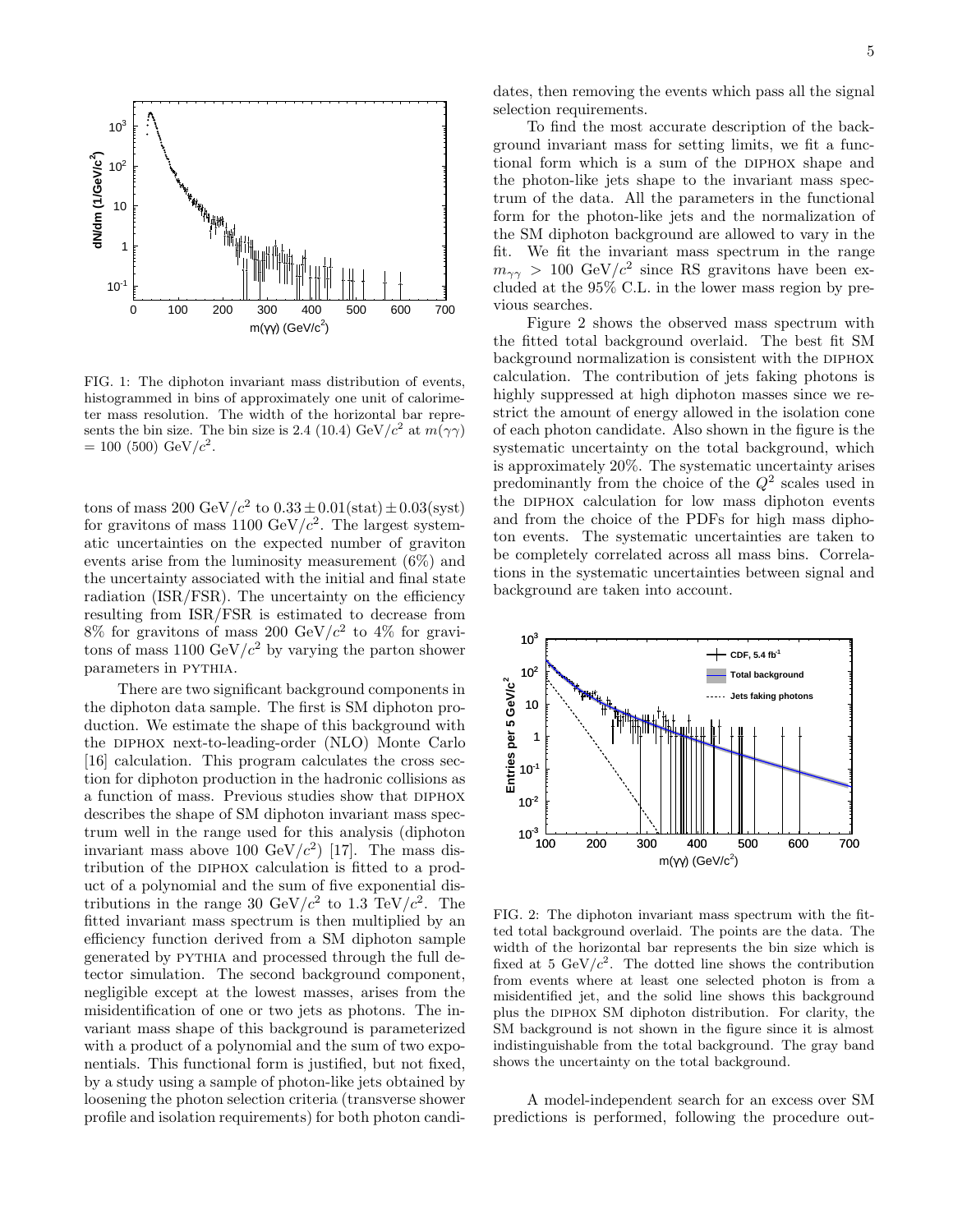FIG. 1: The diphoton invariant mass distribution of events, histogrammed in bins of approximately one unit of calorimeter mass resolution. The width of the horizontal bar represents the bin size. The bin size is 2.4 (10.4) GeV/$c^2$ at $m(\gamma\gamma)$ = 100 (500) GeV/$c^2$.

tons of mass 200 GeV/$c^2$ to $0.33 \pm 0.01(\text{stat}) \pm 0.03(\text{syst})$ for gravitons of mass 1100 GeV/$c^2$. The largest systematic uncertainties on the expected number of graviton events arise from the luminosity measurement (6%) and the uncertainty associated with the initial and final state radiation (ISR/FSR). The uncertainty on the efficiency resulting from ISR/FSR is estimated to decrease from 8% for gravitons of mass 200 GeV/$c^2$ to 4% for gravitons of mass 1100 GeV/$c^2$ by varying the parton shower parameters in PYTHIA.

There are two significant background components in the diphoton data sample. The first is SM diphoton production. We estimate the shape of this background with the DIPHOX next-to-leading-order (NLO) Monte Carlo [16] calculation. This program calculates the cross section for diphoton production in the hadronic collisions as a function of mass. Previous studies show that DIPHOX describes the shape of SM diphoton invariant mass spectrum well in the range used for this analysis (diphoton invariant mass above 100 GeV/$c^2$) [17]. The mass distribution of the DIPHOX calculation is fitted to a product of a polynomial and the sum of five exponential distributions in the range 30 GeV/$c^2$ to 1.3 TeV/$c^2$. The fitted invariant mass spectrum is then multiplied by an efficiency function derived from a SM diphoton sample generated by PYTHIA and processed through the full detector simulation. The second background component, negligible except at the lowest masses, arises from the misidentification of one or two jets as photons. The invariant mass shape of this background is parameterized with a product of a polynomial and the sum of two exponentials. This functional form is justified, but not fixed, by a study using a sample of photon-like jets obtained by loosening the photon selection criteria (transverse shower profile and isolation requirements) for both photon candidates, then removing the events which pass all the signal selection requirements.

To find the most accurate description of the background invariant mass for setting limits, we fit a functional form which is a sum of the DIPHOX shape and the photon-like jets shape to the invariant mass spectrum of the data. All the parameters in the functional form for the photon-like jets and the normalization of the SM diphoton background are allowed to vary in the fit. We fit the invariant mass spectrum in the range $m_{\gamma\gamma} > 100$ GeV/$c^2$ since RS gravitons have been excluded at the 95% C.L. in the lower mass region by previous searches.

Figure 2 shows the observed mass spectrum with the fitted total background overlaid. The best fit SM background normalization is consistent with the DIPHOX calculation. The contribution of jets faking photons is highly suppressed at high diphoton masses since we restrict the amount of energy allowed in the isolation cone of each photon candidate. Also shown in the figure is the systematic uncertainty on the total background, which is approximately 20%. The systematic uncertainty arises predominantly from the choice of the $Q^2$ scales used in the DIPHOX calculation for low mass diphoton events and from the choice of the PDFs for high mass diphoton events. The systematic uncertainties are taken to be completely correlated across all mass bins. Correlations in the systematic uncertainties between signal and background are taken into account.

FIG. 2: The diphoton invariant mass spectrum with the fitted total background overlaid. The points are the data. The width of the horizontal bar represents the bin size which is fixed at 5 GeV/$c^2$. The dotted line shows the contribution from events where at least one selected photon is from a misidentified jet, and the solid line shows this background plus the DIPHOX SM diphoton distribution. For clarity, the SM background is not shown in the figure since it is almost indistinguishable from the total background. The gray band shows the uncertainty on the total background.

A model-independent search for an excess over SM predictions is performed, following the procedure out-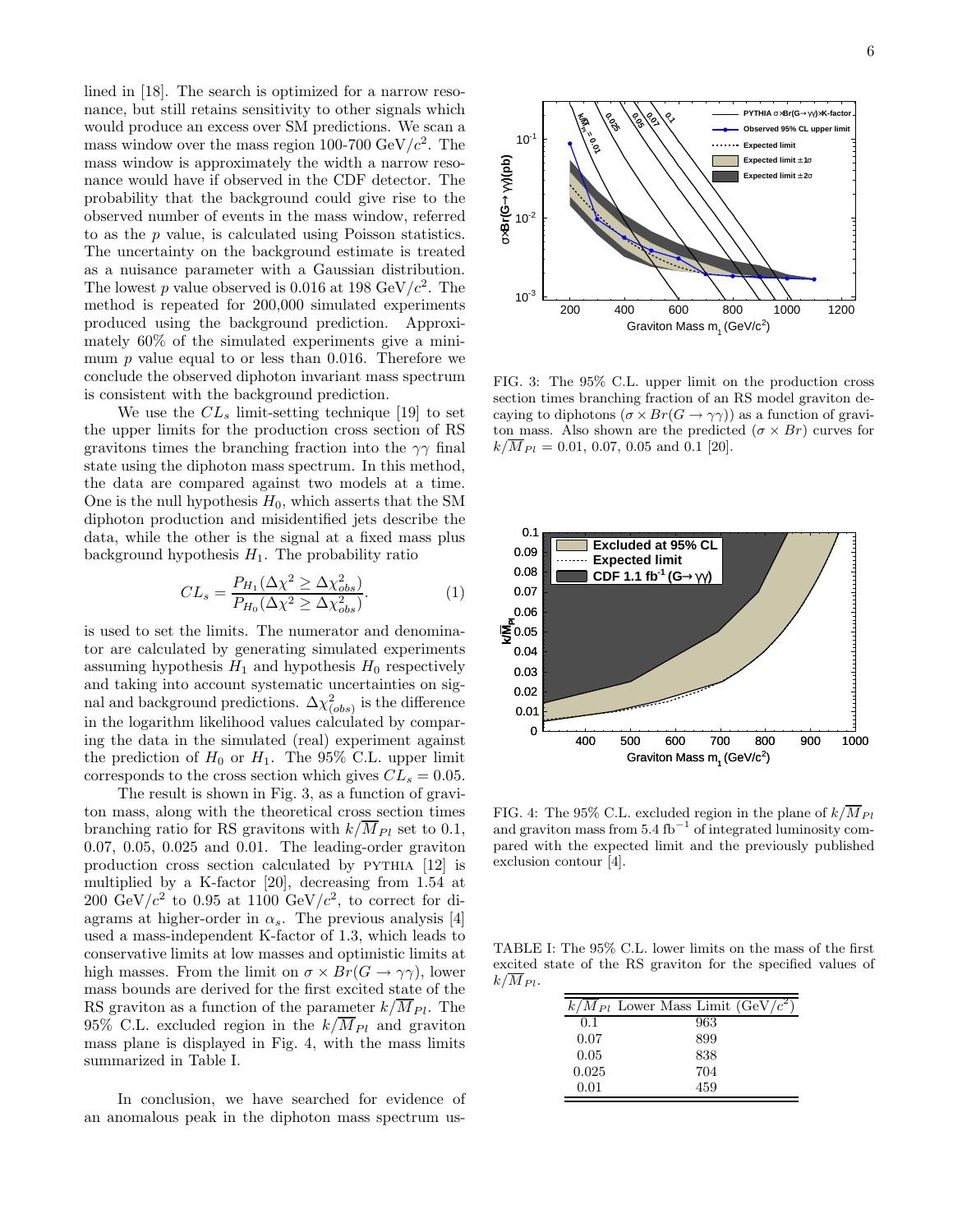lined in [18]. The search is optimized for a narrow resonance, but still retains sensitivity to other signals which would produce an excess over SM predictions. We scan a mass window over the mass region 100-700 GeV/$c^2$. The mass window is approximately the width a narrow resonance would have if observed in the CDF detector. The probability that the background could give rise to the observed number of events in the mass window, referred to as the $p$ value, is calculated using Poisson statistics. The uncertainty on the background estimate is treated as a nuisance parameter with a Gaussian distribution. The lowest $p$ value observed is 0.016 at 198 GeV/$c^2$. The method is repeated for 200,000 simulated experiments produced using the background prediction. Approximately 60% of the simulated experiments give a minimum $p$ value equal to or less than 0.016. Therefore we conclude the observed diphoton invariant mass spectrum is consistent with the background prediction.

We use the $CL_s$ limit-setting technique [19] to set the upper limits for the production cross section of RS gravitons times the branching fraction into the $\gamma\gamma$ final state using the diphoton mass spectrum. In this method, the data are compared against two models at a time. One is the null hypothesis $H_0$, which asserts that the SM diphoton production and misidentified jets describe the data, while the other is the signal at a fixed mass plus background hypothesis $H_1$. The probability ratio

$$CL_s = \frac{P_{H_1}(\Delta\chi^2 \geq \Delta\chi^2_{obs})}{P_{H_0}(\Delta\chi^2 \geq \Delta\chi^2_{obs})}. \qquad (1)$$

is used to set the limits. The numerator and denominator are calculated by generating simulated experiments assuming hypothesis $H_1$ and hypothesis $H_0$ respectively and taking into account systematic uncertainties on signal and background predictions. $\Delta\chi^2_{(obs)}$ is the difference in the logarithm likelihood values calculated by comparing the data in the simulated (real) experiment against the prediction of $H_0$ or $H_1$. The 95% C.L. upper limit corresponds to the cross section which gives $CL_s = 0.05$.

The result is shown in Fig. 3, as a function of graviton mass, along with the theoretical cross section times branching ratio for RS gravitons with $k/\overline{M}_{Pl}$ set to 0.1, 0.07, 0.05, 0.025 and 0.01. The leading-order graviton production cross section calculated by PYTHIA [12] is multiplied by a K-factor [20], decreasing from 1.54 at 200 GeV/$c^2$ to 0.95 at 1100 GeV/$c^2$, to correct for diagrams at higher-order in $\alpha_s$. The previous analysis [4] used a mass-independent K-factor of 1.3, which leads to conservative limits at low masses and optimistic limits at high masses. From the limit on $\sigma \times Br(G \to \gamma\gamma)$, lower mass bounds are derived for the first excited state of the RS graviton as a function of the parameter $k/\overline{M}_{Pl}$. The 95% C.L. excluded region in the $k/\overline{M}_{Pl}$ and graviton mass plane is displayed in Fig. 4, with the mass limits summarized in Table I.

In conclusion, we have searched for evidence of an anomalous peak in the diphoton mass spectrum us-

FIG. 3: The 95% C.L. upper limit on the production cross section times branching fraction of an RS model graviton decaying to diphotons ($\sigma \times Br(G \to \gamma\gamma)$) as a function of graviton mass. Also shown are the predicted ($\sigma \times Br$) curves for $k/\overline{M}_{Pl}$ = 0.01, 0.07, 0.05 and 0.1 [20].

FIG. 4: The 95% C.L. excluded region in the plane of $k/\overline{M}_{Pl}$ and graviton mass from 5.4 fb$^{-1}$ of integrated luminosity compared with the expected limit and the previously published exclusion contour [4].

TABLE I: The 95% C.L. lower limits on the mass of the first excited state of the RS graviton for the specified values of $k/\overline{M}_{Pl}$.

| $k/\overline{M}_{Pl}$ | Lower Mass Limit (GeV/$c^2$) |
|---|---|
| 0.1 | 963 |
| 0.07 | 899 |
| 0.05 | 838 |
| 0.025 | 704 |
| 0.01 | 459 |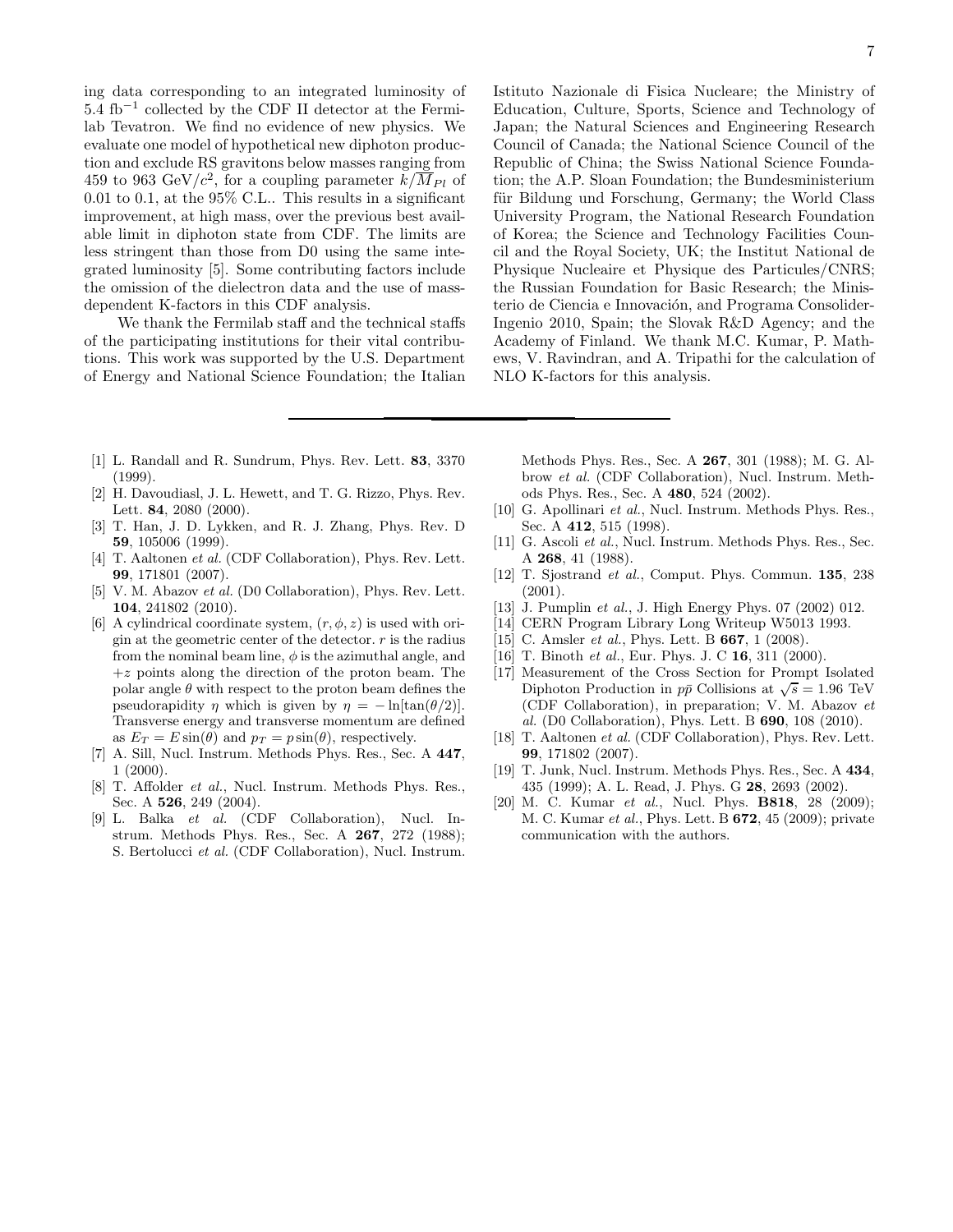ing data corresponding to an integrated luminosity of 5.4 fb$^{-1}$ collected by the CDF II detector at the Fermilab Tevatron. We find no evidence of new physics. We evaluate one model of hypothetical new diphoton production and exclude RS gravitons below masses ranging from 459 to 963 GeV/$c^2$, for a coupling parameter $k/\overline{M}_{Pl}$ of 0.01 to 0.1, at the 95% C.L.. This results in a significant improvement, at high mass, over the previous best available limit in diphoton state from CDF. The limits are less stringent than those from D0 using the same integrated luminosity [5]. Some contributing factors include the omission of the dielectron data and the use of mass-dependent K-factors in this CDF analysis.

We thank the Fermilab staff and the technical staffs of the participating institutions for their vital contributions. This work was supported by the U.S. Department of Energy and National Science Foundation; the Italian Istituto Nazionale di Fisica Nucleare; the Ministry of Education, Culture, Sports, Science and Technology of Japan; the Natural Sciences and Engineering Research Council of Canada; the National Science Council of the Republic of China; the Swiss National Science Foundation; the A.P. Sloan Foundation; the Bundesministerium für Bildung und Forschung, Germany; the World Class University Program, the National Research Foundation of Korea; the Science and Technology Facilities Council and the Royal Society, UK; the Institut National de Physique Nucleaire et Physique des Particules/CNRS; the Russian Foundation for Basic Research; the Ministerio de Ciencia e Innovación, and Programa Consolider-Ingenio 2010, Spain; the Slovak R&D Agency; and the Academy of Finland. We thank M.C. Kumar, P. Mathews, V. Ravindran, and A. Tripathi for the calculation of NLO K-factors for this analysis.

---

[1] L. Randall and R. Sundrum, Phys. Rev. Lett. **83**, 3370 (1999).

[2] H. Davoudiasl, J. L. Hewett, and T. G. Rizzo, Phys. Rev. Lett. **84**, 2080 (2000).

[3] T. Han, J. D. Lykken, and R. J. Zhang, Phys. Rev. D **59**, 105006 (1999).

[4] T. Aaltonen *et al.* (CDF Collaboration), Phys. Rev. Lett. **99**, 171801 (2007).

[5] V. M. Abazov *et al.* (D0 Collaboration), Phys. Rev. Lett. **104**, 241802 (2010).

[6] A cylindrical coordinate system, $(r, \phi, z)$ is used with origin at the geometric center of the detector. $r$ is the radius from the nominal beam line, $\phi$ is the azimuthal angle, and $+z$ points along the direction of the proton beam. The polar angle $\theta$ with respect to the proton beam defines the pseudorapidity $\eta$ which is given by $\eta = -\ln[\tan(\theta/2)]$. Transverse energy and transverse momentum are defined as $E_T = E\sin(\theta)$ and $p_T = p\sin(\theta)$, respectively.

[7] A. Sill, Nucl. Instrum. Methods Phys. Res., Sec. A **447**, 1 (2000).

[8] T. Affolder *et al.*, Nucl. Instrum. Methods Phys. Res., Sec. A **526**, 249 (2004).

[9] L. Balka *et al.* (CDF Collaboration), Nucl. Instrum. Methods Phys. Res., Sec. A **267**, 272 (1988); S. Bertolucci *et al.* (CDF Collaboration), Nucl. Instrum. Methods Phys. Res., Sec. A **267**, 301 (1988); M. G. Albrow *et al.* (CDF Collaboration), Nucl. Instrum. Methods Phys. Res., Sec. A **480**, 524 (2002).

[10] G. Apollinari *et al.*, Nucl. Instrum. Methods Phys. Res., Sec. A **412**, 515 (1998).

[11] G. Ascoli *et al.*, Nucl. Instrum. Methods Phys. Res., Sec. A **268**, 41 (1988).

[12] T. Sjostrand *et al.*, Comput. Phys. Commun. **135**, 238 (2001).

[13] J. Pumplin *et al.*, J. High Energy Phys. 07 (2002) 012.

[14] CERN Program Library Long Writeup W5013 1993.

[15] C. Amsler *et al.*, Phys. Lett. B **667**, 1 (2008).

[16] T. Binoth *et al.*, Eur. Phys. J. C **16**, 311 (2000).

[17] Measurement of the Cross Section for Prompt Isolated Diphoton Production in $p\bar{p}$ Collisions at $\sqrt{s} = 1.96$ TeV (CDF Collaboration), in preparation; V. M. Abazov *et al.* (D0 Collaboration), Phys. Lett. B **690**, 108 (2010).

[18] T. Aaltonen *et al.* (CDF Collaboration), Phys. Rev. Lett. **99**, 171802 (2007).

[19] T. Junk, Nucl. Instrum. Methods Phys. Res., Sec. A **434**, 435 (1999); A. L. Read, J. Phys. G **28**, 2693 (2002).

[20] M. C. Kumar *et al.*, Nucl. Phys. **B818**, 28 (2009); M. C. Kumar *et al.*, Phys. Lett. B **672**, 45 (2009); private communication with the authors.